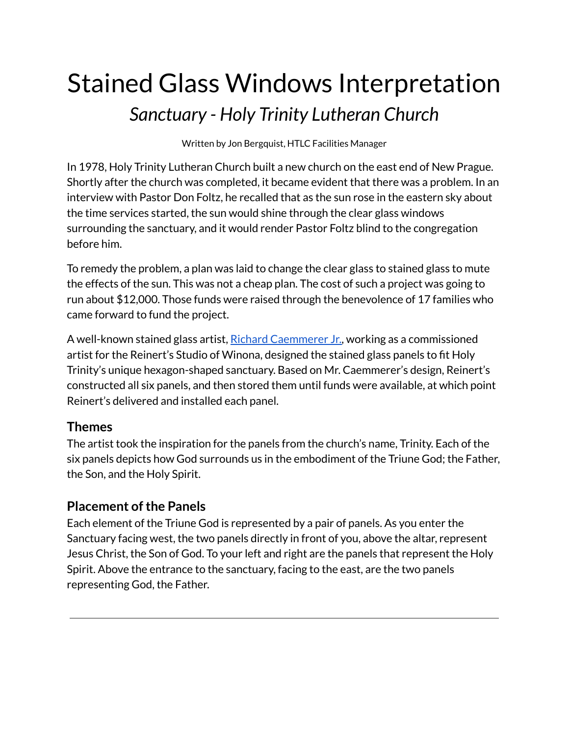# Stained Glass Windows Interpretation

## *Sanctuary - Holy Trinity Lutheran Church*

Written by Jon Bergquist, HTLC Facilities Manager

In 1978, Holy Trinity Lutheran Church built a new church on the east end of New Prague. Shortly after the church was completed, it became evident that there was a problem. In an interview with Pastor Don Foltz, he recalled that as the sun rose in the eastern sky about the time services started, the sun would shine through the clear glass windows surrounding the sanctuary, and it would render Pastor Foltz blind to the congregation before him.

To remedy the problem, a plan was laid to change the clear glass to stained glass to mute the effects of the sun. This was not a cheap plan. The cost of such a project was going to run about $12,000. Those funds were raised through the benevolence of 17 families who came forward to fund the project.

A well-known stained glass artist, Richard Caemmerer Jr., working as a commissioned artist for the Reinert's Studio of Winona, designed the stained glass panels to fit Holy Trinity's unique hexagon-shaped sanctuary. Based on Mr. Caemmerer's design, Reinert's constructed all six panels, and then stored them until funds were available, at which point Reinert's delivered and installed each panel.

### Themes

The artist took the inspiration for the panels from the church's name, Trinity. Each of the six panels depicts how God surrounds us in the embodiment of the Triune God; the Father, the Son, and the Holy Spirit.

### Placement of the Panels

Each element of the Triune God is represented by a pair of panels. As you enter the Sanctuary facing west, the two panels directly in front of you, above the altar, represent Jesus Christ, the Son of God. To your left and right are the panels that represent the Holy Spirit. Above the entrance to the sanctuary, facing to the east, are the two panels representing God, the Father.

---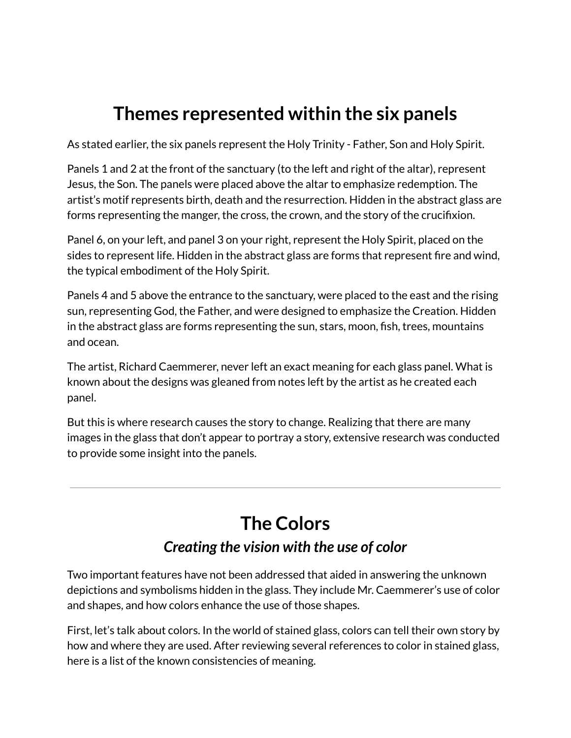## Themes represented within the six panels

As stated earlier, the six panels represent the Holy Trinity - Father, Son and Holy Spirit.

Panels 1 and 2 at the front of the sanctuary (to the left and right of the altar), represent Jesus, the Son. The panels were placed above the altar to emphasize redemption. The artist's motif represents birth, death and the resurrection. Hidden in the abstract glass are forms representing the manger, the cross, the crown, and the story of the crucifixion.

Panel 6, on your left, and panel 3 on your right, represent the Holy Spirit, placed on the sides to represent life. Hidden in the abstract glass are forms that represent fire and wind, the typical embodiment of the Holy Spirit.

Panels 4 and 5 above the entrance to the sanctuary, were placed to the east and the rising sun, representing God, the Father, and were designed to emphasize the Creation. Hidden in the abstract glass are forms representing the sun, stars, moon, fish, trees, mountains and ocean.

The artist, Richard Caemmerer, never left an exact meaning for each glass panel. What is known about the designs was gleaned from notes left by the artist as he created each panel.

But this is where research causes the story to change. Realizing that there are many images in the glass that don't appear to portray a story, extensive research was conducted to provide some insight into the panels.

---

## The Colors

### *Creating the vision with the use of color*

Two important features have not been addressed that aided in answering the unknown depictions and symbolisms hidden in the glass. They include Mr. Caemmerer's use of color and shapes, and how colors enhance the use of those shapes.

First, let's talk about colors. In the world of stained glass, colors can tell their own story by how and where they are used. After reviewing several references to color in stained glass, here is a list of the known consistencies of meaning.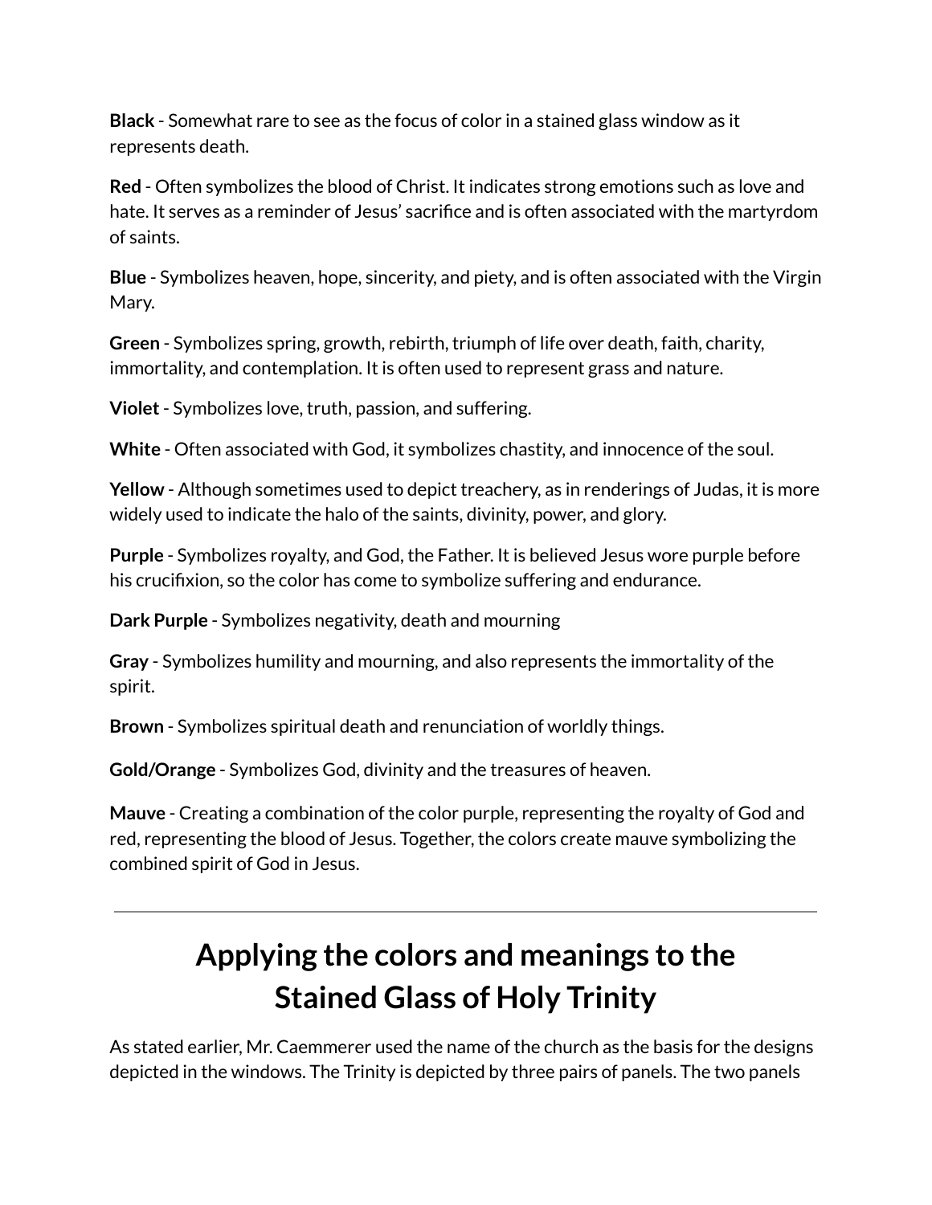**Black** - Somewhat rare to see as the focus of color in a stained glass window as it represents death.

**Red** - Often symbolizes the blood of Christ. It indicates strong emotions such as love and hate. It serves as a reminder of Jesus' sacrifice and is often associated with the martyrdom of saints.

**Blue** - Symbolizes heaven, hope, sincerity, and piety, and is often associated with the Virgin Mary.

**Green** - Symbolizes spring, growth, rebirth, triumph of life over death, faith, charity, immortality, and contemplation. It is often used to represent grass and nature.

**Violet** - Symbolizes love, truth, passion, and suffering.

**White** - Often associated with God, it symbolizes chastity, and innocence of the soul.

**Yellow** - Although sometimes used to depict treachery, as in renderings of Judas, it is more widely used to indicate the halo of the saints, divinity, power, and glory.

**Purple** - Symbolizes royalty, and God, the Father. It is believed Jesus wore purple before his crucifixion, so the color has come to symbolize suffering and endurance.

**Dark Purple** - Symbolizes negativity, death and mourning

**Gray** - Symbolizes humility and mourning, and also represents the immortality of the spirit.

**Brown** - Symbolizes spiritual death and renunciation of worldly things.

**Gold/Orange** - Symbolizes God, divinity and the treasures of heaven.

**Mauve** - Creating a combination of the color purple, representing the royalty of God and red, representing the blood of Jesus. Together, the colors create mauve symbolizing the combined spirit of God in Jesus.

---

## Applying the colors and meanings to the Stained Glass of Holy Trinity

As stated earlier, Mr. Caemmerer used the name of the church as the basis for the designs depicted in the windows. The Trinity is depicted by three pairs of panels. The two panels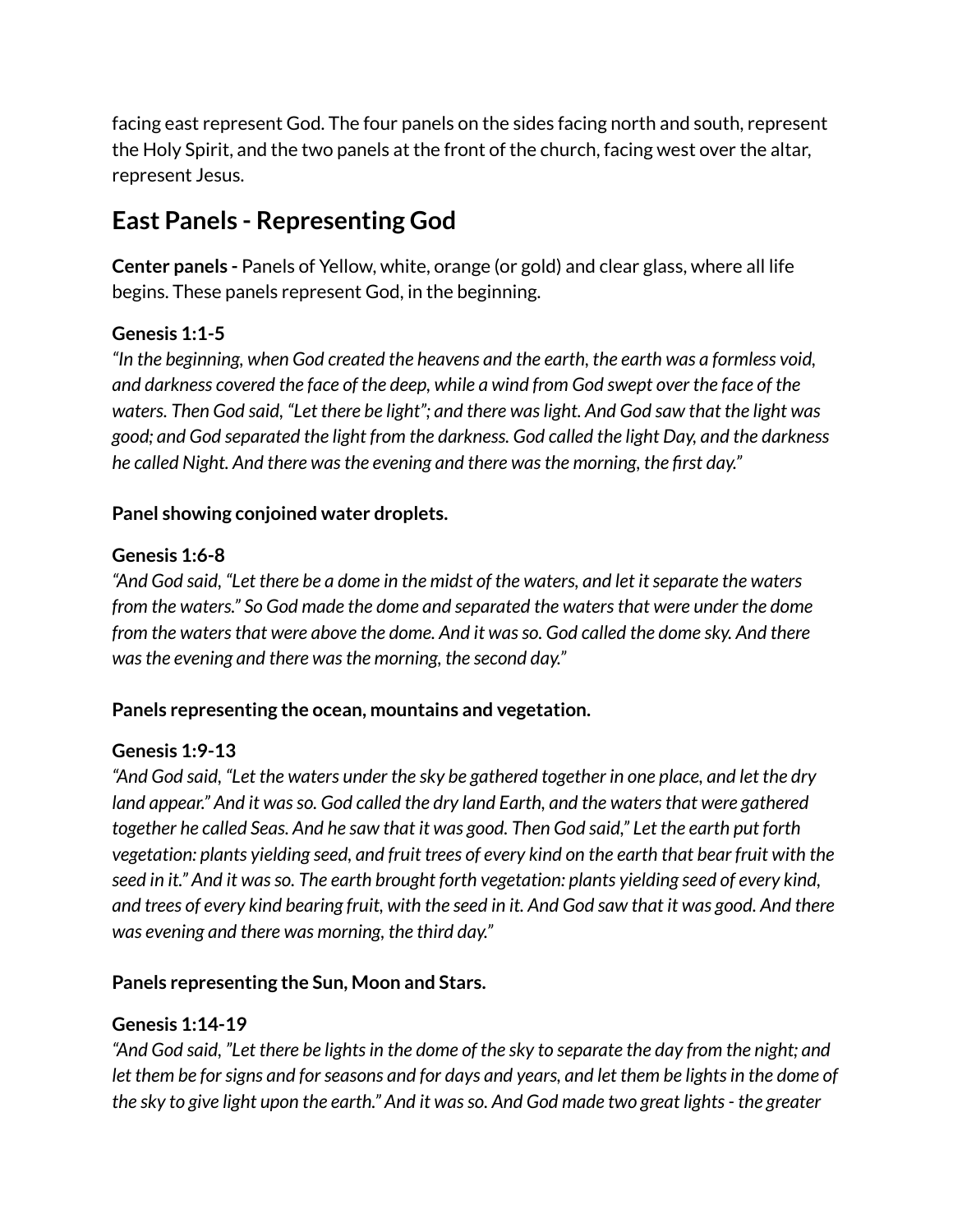facing east represent God. The four panels on the sides facing north and south, represent the Holy Spirit, and the two panels at the front of the church, facing west over the altar, represent Jesus.

## East Panels - Representing God

**Center panels -** Panels of Yellow, white, orange (or gold) and clear glass, where all life begins. These panels represent God, in the beginning.

**Genesis 1:1-5**
*"In the beginning, when God created the heavens and the earth, the earth was a formless void, and darkness covered the face of the deep, while a wind from God swept over the face of the waters. Then God said, "Let there be light"; and there was light. And God saw that the light was good; and God separated the light from the darkness. God called the light Day, and the darkness he called Night. And there was the evening and there was the morning, the first day."*

**Panel showing conjoined water droplets.**

**Genesis 1:6-8**
*"And God said, "Let there be a dome in the midst of the waters, and let it separate the waters from the waters." So God made the dome and separated the waters that were under the dome from the waters that were above the dome. And it was so. God called the dome sky. And there was the evening and there was the morning, the second day."*

**Panels representing the ocean, mountains and vegetation.**

**Genesis 1:9-13**
*"And God said, "Let the waters under the sky be gathered together in one place, and let the dry land appear." And it was so. God called the dry land Earth, and the waters that were gathered together he called Seas. And he saw that it was good. Then God said," Let the earth put forth vegetation: plants yielding seed, and fruit trees of every kind on the earth that bear fruit with the seed in it." And it was so. The earth brought forth vegetation: plants yielding seed of every kind, and trees of every kind bearing fruit, with the seed in it. And God saw that it was good. And there was evening and there was morning, the third day."*

**Panels representing the Sun, Moon and Stars.**

**Genesis 1:14-19**
*"And God said, "Let there be lights in the dome of the sky to separate the day from the night; and let them be for signs and for seasons and for days and years, and let them be lights in the dome of the sky to give light upon the earth." And it was so. And God made two great lights - the greater*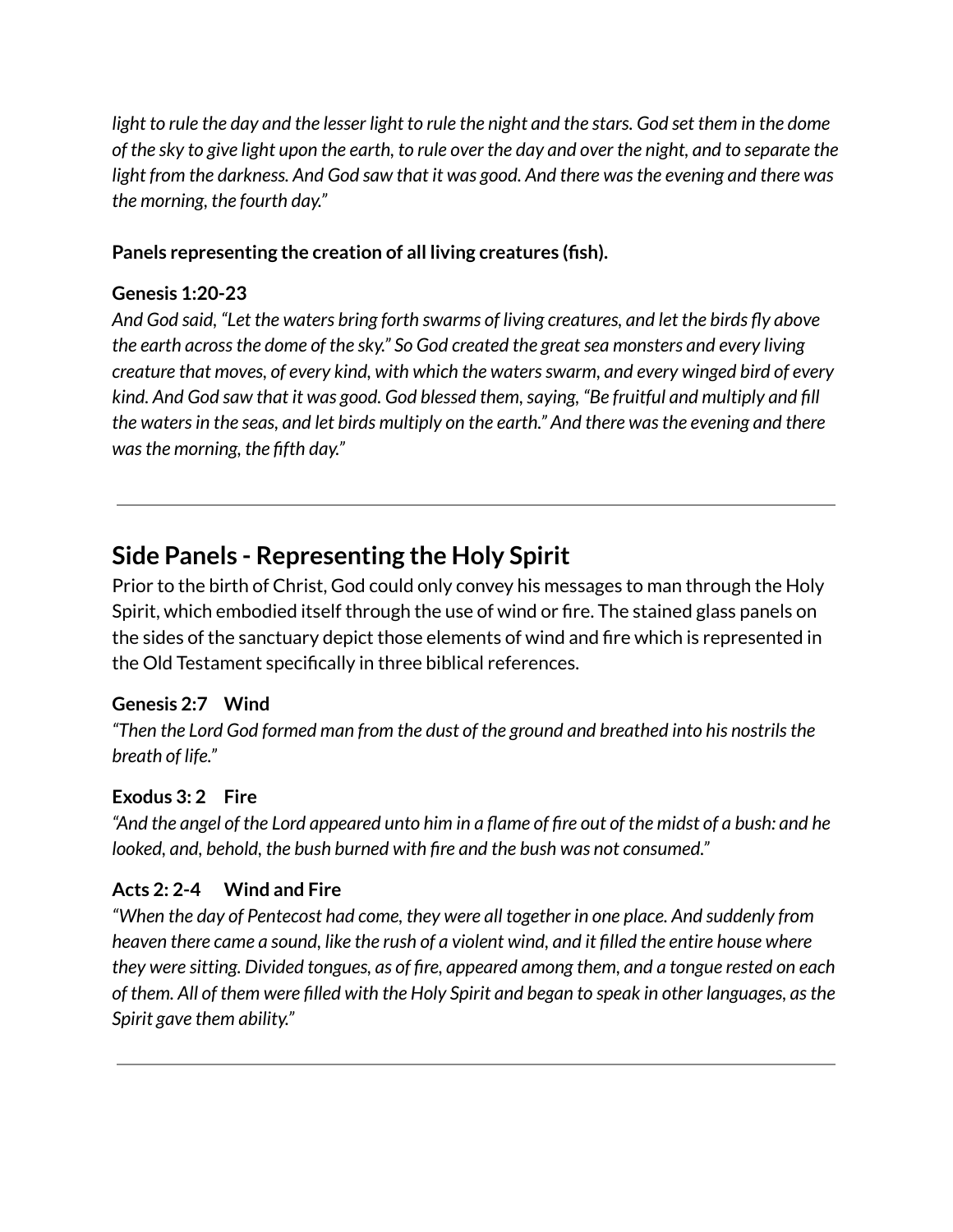*light to rule the day and the lesser light to rule the night and the stars. God set them in the dome of the sky to give light upon the earth, to rule over the day and over the night, and to separate the light from the darkness. And God saw that it was good. And there was the evening and there was the morning, the fourth day."*

**Panels representing the creation of all living creatures (fish).**

**Genesis 1:20-23**
*And God said, "Let the waters bring forth swarms of living creatures, and let the birds fly above the earth across the dome of the sky." So God created the great sea monsters and every living creature that moves, of every kind, with which the waters swarm, and every winged bird of every kind. And God saw that it was good. God blessed them, saying, "Be fruitful and multiply and fill the waters in the seas, and let birds multiply on the earth." And there was the evening and there was the morning, the fifth day."*

---

## Side Panels - Representing the Holy Spirit

Prior to the birth of Christ, God could only convey his messages to man through the Holy Spirit, which embodied itself through the use of wind or fire. The stained glass panels on the sides of the sanctuary depict those elements of wind and fire which is represented in the Old Testament specifically in three biblical references.

**Genesis 2:7 Wind**
*"Then the Lord God formed man from the dust of the ground and breathed into his nostrils the breath of life."*

**Exodus 3: 2 Fire**
*"And the angel of the Lord appeared unto him in a flame of fire out of the midst of a bush: and he looked, and, behold, the bush burned with fire and the bush was not consumed."*

**Acts 2: 2-4 Wind and Fire**
*"When the day of Pentecost had come, they were all together in one place. And suddenly from heaven there came a sound, like the rush of a violent wind, and it filled the entire house where they were sitting. Divided tongues, as of fire, appeared among them, and a tongue rested on each of them. All of them were filled with the Holy Spirit and began to speak in other languages, as the Spirit gave them ability."*

---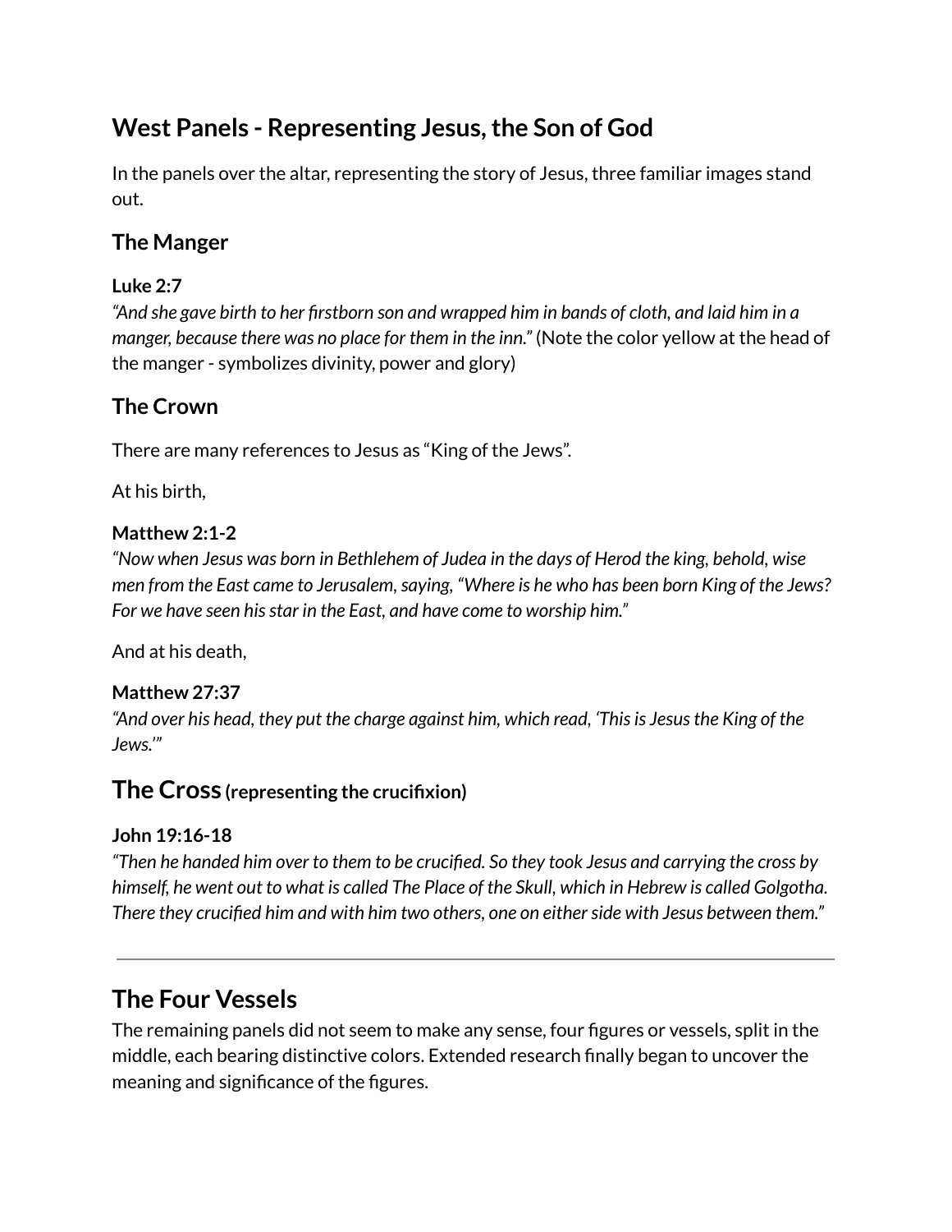## West Panels - Representing Jesus, the Son of God

In the panels over the altar, representing the story of Jesus, three familiar images stand out.

### The Manger

**Luke 2:7**
*"And she gave birth to her firstborn son and wrapped him in bands of cloth, and laid him in a manger, because there was no place for them in the inn."* (Note the color yellow at the head of the manger - symbolizes divinity, power and glory)

### The Crown

There are many references to Jesus as "King of the Jews".

At his birth,

**Matthew 2:1-2**
*"Now when Jesus was born in Bethlehem of Judea in the days of Herod the king, behold, wise men from the East came to Jerusalem, saying, "Where is he who has been born King of the Jews? For we have seen his star in the East, and have come to worship him."*

And at his death,

**Matthew 27:37**
*"And over his head, they put the charge against him, which read, 'This is Jesus the King of the Jews.'"*

## The Cross **(representing the crucifixion)**

**John 19:16-18**
*"Then he handed him over to them to be crucified. So they took Jesus and carrying the cross by himself, he went out to what is called The Place of the Skull, which in Hebrew is called Golgotha. There they crucified him and with him two others, one on either side with Jesus between them."*

---

## The Four Vessels

The remaining panels did not seem to make any sense, four figures or vessels, split in the middle, each bearing distinctive colors. Extended research finally began to uncover the meaning and significance of the figures.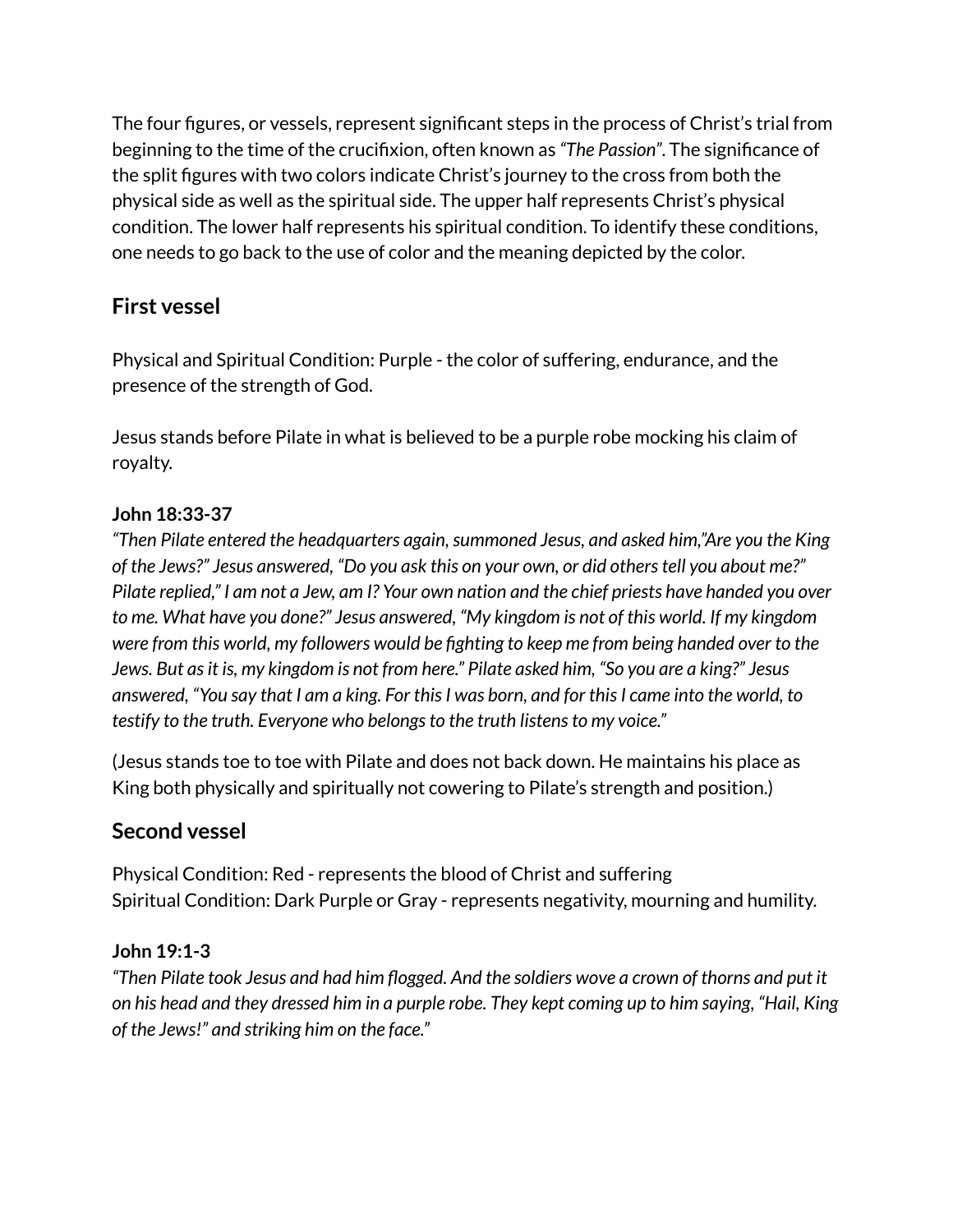The four figures, or vessels, represent significant steps in the process of Christ's trial from beginning to the time of the crucifixion, often known as *"The Passion"*. The significance of the split figures with two colors indicate Christ's journey to the cross from both the physical side as well as the spiritual side. The upper half represents Christ's physical condition. The lower half represents his spiritual condition. To identify these conditions, one needs to go back to the use of color and the meaning depicted by the color.

## First vessel

Physical and Spiritual Condition: Purple - the color of suffering, endurance, and the presence of the strength of God.

Jesus stands before Pilate in what is believed to be a purple robe mocking his claim of royalty.

**John 18:33-37**
*"Then Pilate entered the headquarters again, summoned Jesus, and asked him,"Are you the King of the Jews?" Jesus answered, "Do you ask this on your own, or did others tell you about me?" Pilate replied," I am not a Jew, am I? Your own nation and the chief priests have handed you over to me. What have you done?" Jesus answered, "My kingdom is not of this world. If my kingdom were from this world, my followers would be fighting to keep me from being handed over to the Jews. But as it is, my kingdom is not from here." Pilate asked him, "So you are a king?" Jesus answered, "You say that I am a king. For this I was born, and for this I came into the world, to testify to the truth. Everyone who belongs to the truth listens to my voice."*

(Jesus stands toe to toe with Pilate and does not back down. He maintains his place as King both physically and spiritually not cowering to Pilate's strength and position.)

## Second vessel

Physical Condition: Red - represents the blood of Christ and suffering
Spiritual Condition: Dark Purple or Gray - represents negativity, mourning and humility.

**John 19:1-3**
*"Then Pilate took Jesus and had him flogged. And the soldiers wove a crown of thorns and put it on his head and they dressed him in a purple robe. They kept coming up to him saying, "Hail, King of the Jews!" and striking him on the face."*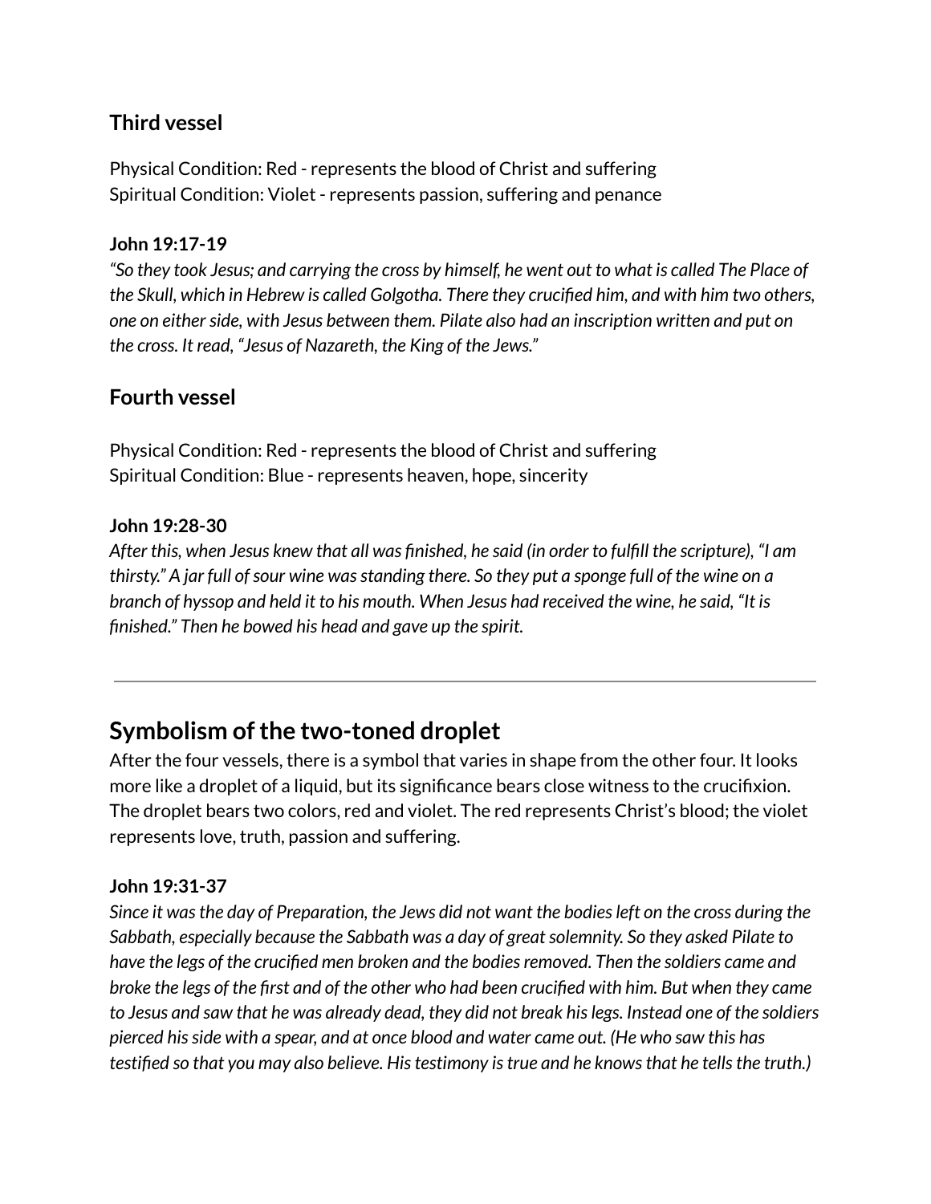### Third vessel

Physical Condition: Red - represents the blood of Christ and suffering
Spiritual Condition: Violet - represents passion, suffering and penance

**John 19:17-19**

*"So they took Jesus; and carrying the cross by himself, he went out to what is called The Place of the Skull, which in Hebrew is called Golgotha. There they crucified him, and with him two others, one on either side, with Jesus between them. Pilate also had an inscription written and put on the cross. It read, "Jesus of Nazareth, the King of the Jews."*

### Fourth vessel

Physical Condition: Red - represents the blood of Christ and suffering
Spiritual Condition: Blue - represents heaven, hope, sincerity

**John 19:28-30**

*After this, when Jesus knew that all was finished, he said (in order to fulfill the scripture), "I am thirsty." A jar full of sour wine was standing there. So they put a sponge full of the wine on a branch of hyssop and held it to his mouth. When Jesus had received the wine, he said, "It is finished." Then he bowed his head and gave up the spirit.*

---

## Symbolism of the two-toned droplet

After the four vessels, there is a symbol that varies in shape from the other four. It looks more like a droplet of a liquid, but its significance bears close witness to the crucifixion. The droplet bears two colors, red and violet. The red represents Christ's blood; the violet represents love, truth, passion and suffering.

**John 19:31-37**

*Since it was the day of Preparation, the Jews did not want the bodies left on the cross during the Sabbath, especially because the Sabbath was a day of great solemnity. So they asked Pilate to have the legs of the crucified men broken and the bodies removed. Then the soldiers came and broke the legs of the first and of the other who had been crucified with him. But when they came to Jesus and saw that he was already dead, they did not break his legs. Instead one of the soldiers pierced his side with a spear, and at once blood and water came out. (He who saw this has testified so that you may also believe. His testimony is true and he knows that he tells the truth.)*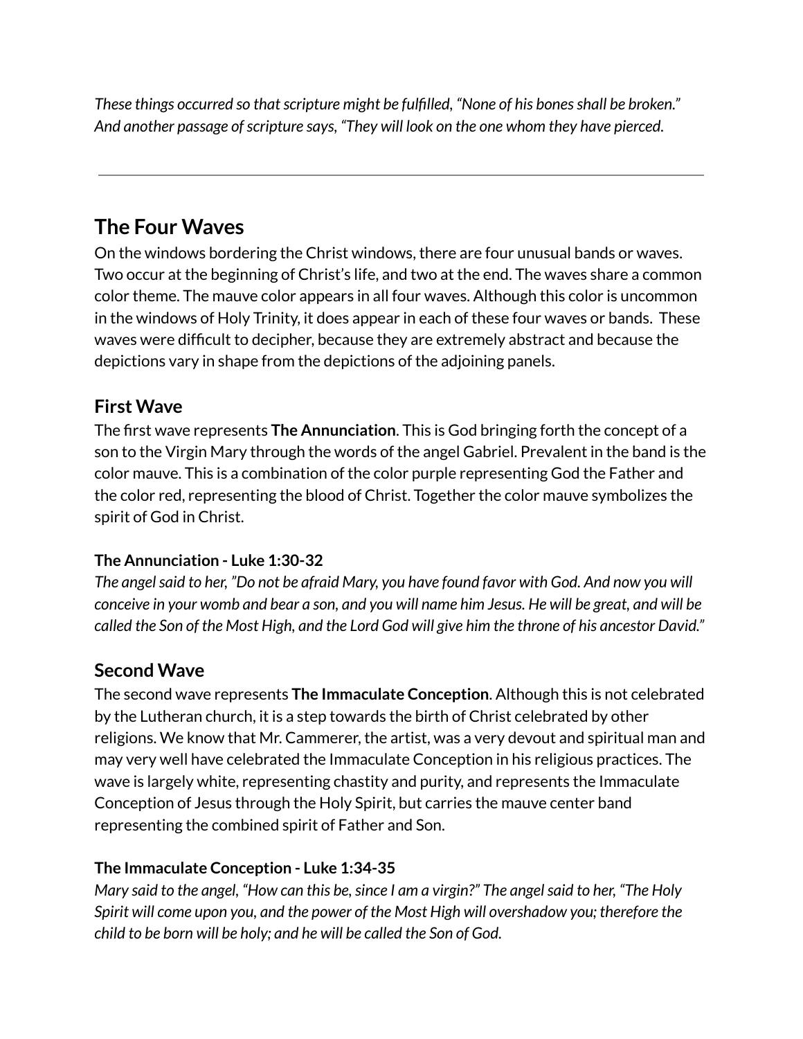*These things occurred so that scripture might be fulfilled, "None of his bones shall be broken." And another passage of scripture says, "They will look on the one whom they have pierced.*

---

## The Four Waves

On the windows bordering the Christ windows, there are four unusual bands or waves. Two occur at the beginning of Christ's life, and two at the end. The waves share a common color theme. The mauve color appears in all four waves. Although this color is uncommon in the windows of Holy Trinity, it does appear in each of these four waves or bands. These waves were difficult to decipher, because they are extremely abstract and because the depictions vary in shape from the depictions of the adjoining panels.

### First Wave

The first wave represents **The Annunciation**. This is God bringing forth the concept of a son to the Virgin Mary through the words of the angel Gabriel. Prevalent in the band is the color mauve. This is a combination of the color purple representing God the Father and the color red, representing the blood of Christ. Together the color mauve symbolizes the spirit of God in Christ.

#### The Annunciation - Luke 1:30-32

*The angel said to her, "Do not be afraid Mary, you have found favor with God. And now you will conceive in your womb and bear a son, and you will name him Jesus. He will be great, and will be called the Son of the Most High, and the Lord God will give him the throne of his ancestor David."*

### Second Wave

The second wave represents **The Immaculate Conception**. Although this is not celebrated by the Lutheran church, it is a step towards the birth of Christ celebrated by other religions. We know that Mr. Cammerer, the artist, was a very devout and spiritual man and may very well have celebrated the Immaculate Conception in his religious practices. The wave is largely white, representing chastity and purity, and represents the Immaculate Conception of Jesus through the Holy Spirit, but carries the mauve center band representing the combined spirit of Father and Son.

#### The Immaculate Conception - Luke 1:34-35

*Mary said to the angel, "How can this be, since I am a virgin?" The angel said to her, "The Holy Spirit will come upon you, and the power of the Most High will overshadow you; therefore the child to be born will be holy; and he will be called the Son of God.*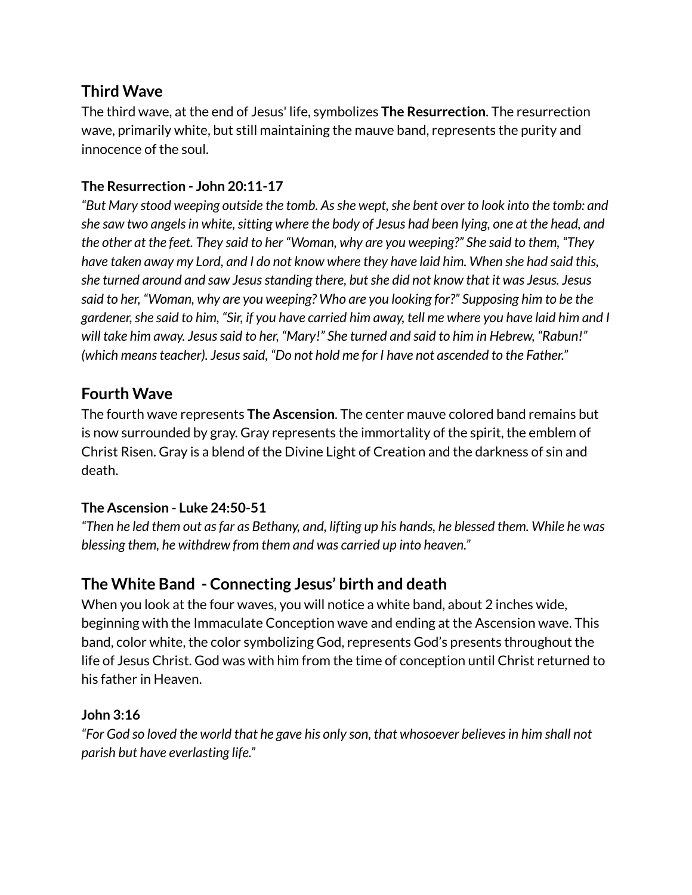## Third Wave

The third wave, at the end of Jesus' life, symbolizes **The Resurrection**. The resurrection wave, primarily white, but still maintaining the mauve band, represents the purity and innocence of the soul.

### The Resurrection - John 20:11-17

*"But Mary stood weeping outside the tomb. As she wept, she bent over to look into the tomb: and she saw two angels in white, sitting where the body of Jesus had been lying, one at the head, and the other at the feet. They said to her "Woman, why are you weeping?" She said to them, "They have taken away my Lord, and I do not know where they have laid him. When she had said this, she turned around and saw Jesus standing there, but she did not know that it was Jesus. Jesus said to her, "Woman, why are you weeping? Who are you looking for?" Supposing him to be the gardener, she said to him, "Sir, if you have carried him away, tell me where you have laid him and I will take him away. Jesus said to her, "Mary!" She turned and said to him in Hebrew, "Rabun!" (which means teacher). Jesus said, "Do not hold me for I have not ascended to the Father."*

## Fourth Wave

The fourth wave represents **The Ascension**. The center mauve colored band remains but is now surrounded by gray. Gray represents the immortality of the spirit, the emblem of Christ Risen. Gray is a blend of the Divine Light of Creation and the darkness of sin and death.

### The Ascension - Luke 24:50-51

*"Then he led them out as far as Bethany, and, lifting up his hands, he blessed them. While he was blessing them, he withdrew from them and was carried up into heaven."*

## The White Band - Connecting Jesus' birth and death

When you look at the four waves, you will notice a white band, about 2 inches wide, beginning with the Immaculate Conception wave and ending at the Ascension wave. This band, color white, the color symbolizing God, represents God's presents throughout the life of Jesus Christ. God was with him from the time of conception until Christ returned to his father in Heaven.

### John 3:16

*"For God so loved the world that he gave his only son, that whosoever believes in him shall not parish but have everlasting life."*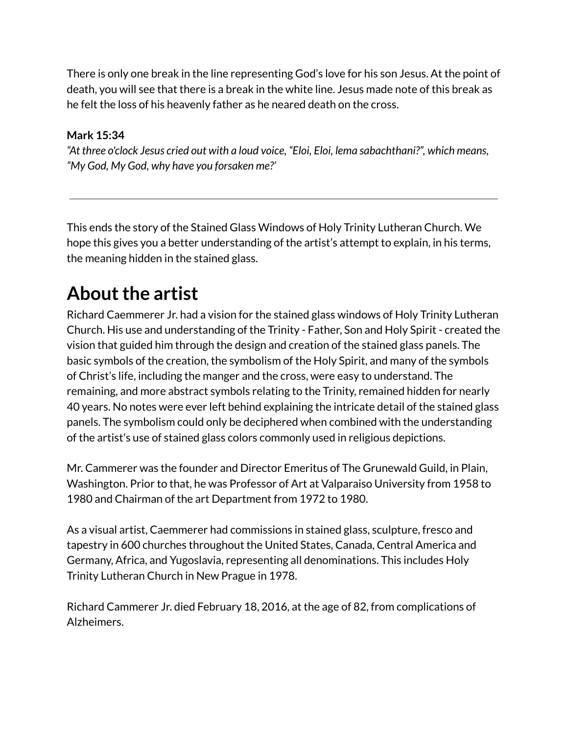There is only one break in the line representing God's love for his son Jesus. At the point of death, you will see that there is a break in the white line. Jesus made note of this break as he felt the loss of his heavenly father as he neared death on the cross.

**Mark 15:34**
*"At three o'clock Jesus cried out with a loud voice, "Eloi, Eloi, lema sabachthani?", which means, "My God, My God, why have you forsaken me?'*

---

This ends the story of the Stained Glass Windows of Holy Trinity Lutheran Church. We hope this gives you a better understanding of the artist's attempt to explain, in his terms, the meaning hidden in the stained glass.

# About the artist

Richard Caemmerer Jr. had a vision for the stained glass windows of Holy Trinity Lutheran Church. His use and understanding of the Trinity - Father, Son and Holy Spirit - created the vision that guided him through the design and creation of the stained glass panels. The basic symbols of the creation, the symbolism of the Holy Spirit, and many of the symbols of Christ's life, including the manger and the cross, were easy to understand. The remaining, and more abstract symbols relating to the Trinity, remained hidden for nearly 40 years. No notes were ever left behind explaining the intricate detail of the stained glass panels. The symbolism could only be deciphered when combined with the understanding of the artist's use of stained glass colors commonly used in religious depictions.

Mr. Cammerer was the founder and Director Emeritus of The Grunewald Guild, in Plain, Washington. Prior to that, he was Professor of Art at Valparaiso University from 1958 to 1980 and Chairman of the art Department from 1972 to 1980.

As a visual artist, Caemmerer had commissions in stained glass, sculpture, fresco and tapestry in 600 churches throughout the United States, Canada, Central America and Germany, Africa, and Yugoslavia, representing all denominations. This includes Holy Trinity Lutheran Church in New Prague in 1978.

Richard Cammerer Jr. died February 18, 2016, at the age of 82, from complications of Alzheimers.